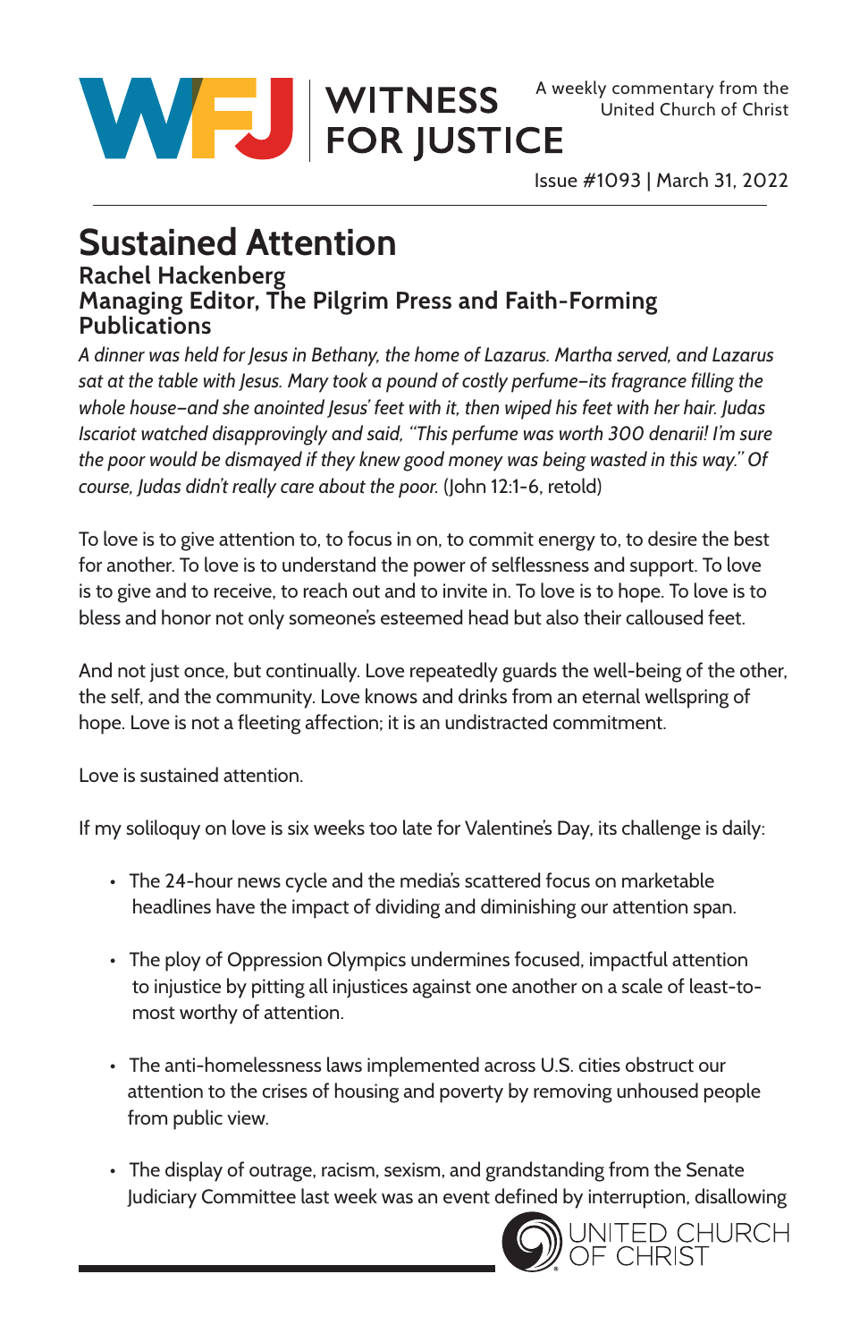WITNESS FOR JUSTICE

A weekly commentary from the United Church of Christ

Issue #1093 | March 31, 2022

# Sustained Attention

## Rachel Hackenberg
## Managing Editor, The Pilgrim Press and Faith-Forming Publications

*A dinner was held for Jesus in Bethany, the home of Lazarus. Martha served, and Lazarus sat at the table with Jesus. Mary took a pound of costly perfume–its fragrance filling the whole house–and she anointed Jesus' feet with it, then wiped his feet with her hair. Judas Iscariot watched disapprovingly and said, "This perfume was worth 300 denarii! I'm sure the poor would be dismayed if they knew good money was being wasted in this way." Of course, Judas didn't really care about the poor.* (John 12:1-6, retold)

To love is to give attention to, to focus in on, to commit energy to, to desire the best for another. To love is to understand the power of selflessness and support. To love is to give and to receive, to reach out and to invite in. To love is to hope. To love is to bless and honor not only someone's esteemed head but also their calloused feet.

And not just once, but continually. Love repeatedly guards the well-being of the other, the self, and the community. Love knows and drinks from an eternal wellspring of hope. Love is not a fleeting affection; it is an undistracted commitment.

Love is sustained attention.

If my soliloquy on love is six weeks too late for Valentine's Day, its challenge is daily:

- The 24-hour news cycle and the media's scattered focus on marketable headlines have the impact of dividing and diminishing our attention span.
- The ploy of Oppression Olympics undermines focused, impactful attention to injustice by pitting all injustices against one another on a scale of least-to-most worthy of attention.
- The anti-homelessness laws implemented across U.S. cities obstruct our attention to the crises of housing and poverty by removing unhoused people from public view.
- The display of outrage, racism, sexism, and grandstanding from the Senate Judiciary Committee last week was an event defined by interruption, disallowing

UNITED CHURCH OF CHRIST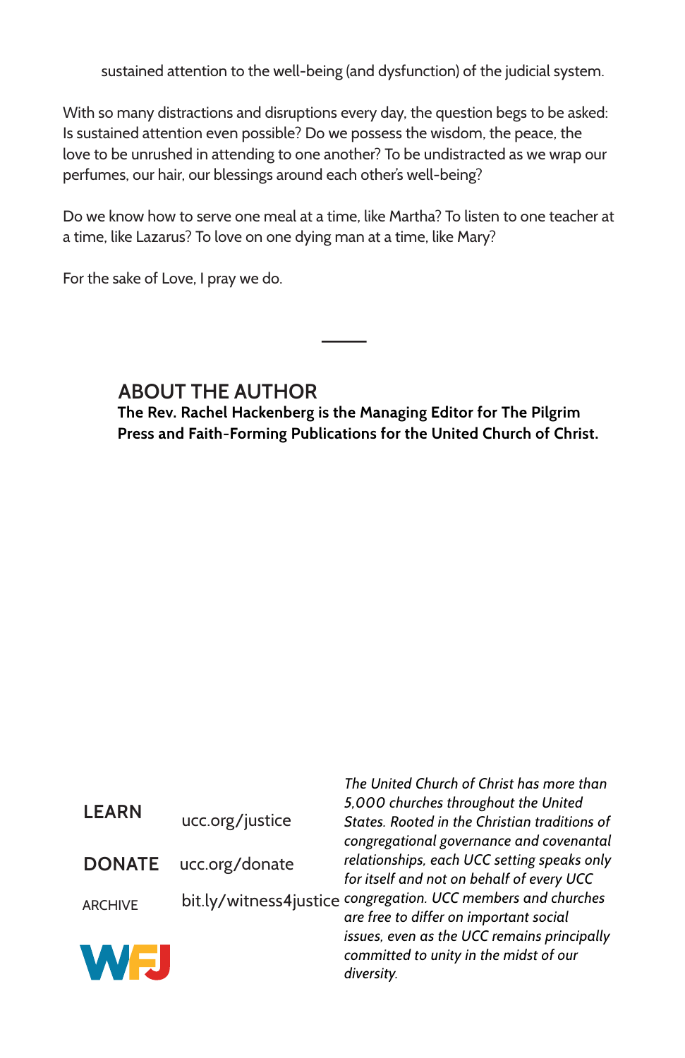sustained attention to the well-being (and dysfunction) of the judicial system.

With so many distractions and disruptions every day, the question begs to be asked: Is sustained attention even possible? Do we possess the wisdom, the peace, the love to be unrushed in attending to one another? To be undistracted as we wrap our perfumes, our hair, our blessings around each other's well-being?

Do we know how to serve one meal at a time, like Martha? To listen to one teacher at a time, like Lazarus? To love on one dying man at a time, like Mary?

For the sake of Love, I pray we do.

---

## ABOUT THE AUTHOR

**The Rev. Rachel Hackenberg is the Managing Editor for The Pilgrim Press and Faith-Forming Publications for the United Church of Christ.**

**LEARN** ucc.org/justice

**DONATE** ucc.org/donate

ARCHIVE bit.ly/witness4justice

WFJ

*The United Church of Christ has more than 5,000 churches throughout the United States. Rooted in the Christian traditions of congregational governance and covenantal relationships, each UCC setting speaks only for itself and not on behalf of every UCC congregation. UCC members and churches are free to differ on important social issues, even as the UCC remains principally committed to unity in the midst of our diversity.*